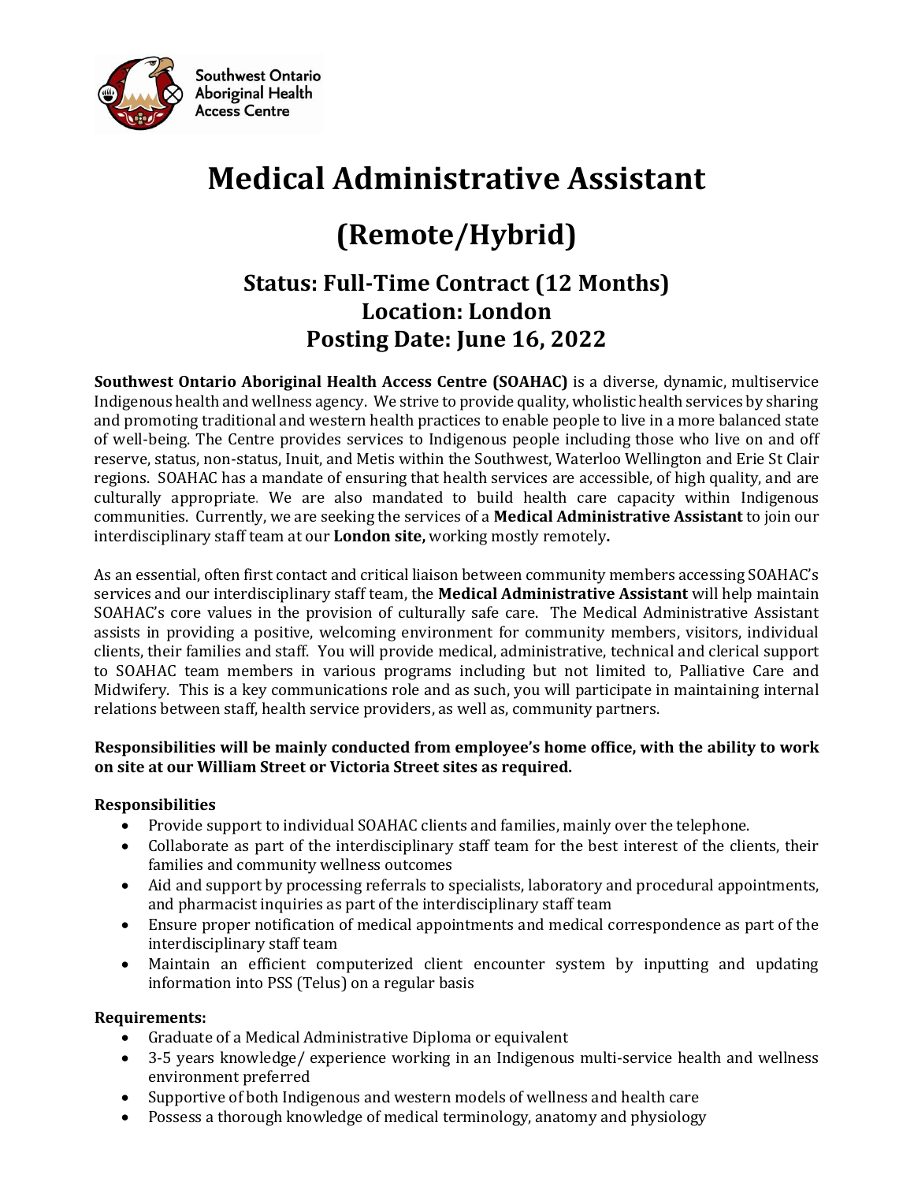Southwest Ontario Aboriginal Health Access Centre

# Medical Administrative Assistant

# (Remote/Hybrid)

## Status: Full-Time Contract (12 Months)
## Location: London
## Posting Date: June 16, 2022

**Southwest Ontario Aboriginal Health Access Centre (SOAHAC)** is a diverse, dynamic, multiservice Indigenous health and wellness agency. We strive to provide quality, wholistic health services by sharing and promoting traditional and western health practices to enable people to live in a more balanced state of well-being. The Centre provides services to Indigenous people including those who live on and off reserve, status, non-status, Inuit, and Metis within the Southwest, Waterloo Wellington and Erie St Clair regions. SOAHAC has a mandate of ensuring that health services are accessible, of high quality, and are culturally appropriate. We are also mandated to build health care capacity within Indigenous communities. Currently, we are seeking the services of a **Medical Administrative Assistant** to join our interdisciplinary staff team at our **London site,** working mostly remotely**.**

As an essential, often first contact and critical liaison between community members accessing SOAHAC's services and our interdisciplinary staff team, the **Medical Administrative Assistant** will help maintain SOAHAC's core values in the provision of culturally safe care. The Medical Administrative Assistant assists in providing a positive, welcoming environment for community members, visitors, individual clients, their families and staff. You will provide medical, administrative, technical and clerical support to SOAHAC team members in various programs including but not limited to, Palliative Care and Midwifery. This is a key communications role and as such, you will participate in maintaining internal relations between staff, health service providers, as well as, community partners.

**Responsibilities will be mainly conducted from employee's home office, with the ability to work on site at our William Street or Victoria Street sites as required.**

**Responsibilities**

- Provide support to individual SOAHAC clients and families, mainly over the telephone.
- Collaborate as part of the interdisciplinary staff team for the best interest of the clients, their families and community wellness outcomes
- Aid and support by processing referrals to specialists, laboratory and procedural appointments, and pharmacist inquiries as part of the interdisciplinary staff team
- Ensure proper notification of medical appointments and medical correspondence as part of the interdisciplinary staff team
- Maintain an efficient computerized client encounter system by inputting and updating information into PSS (Telus) on a regular basis

**Requirements:**

- Graduate of a Medical Administrative Diploma or equivalent
- 3-5 years knowledge/ experience working in an Indigenous multi-service health and wellness environment preferred
- Supportive of both Indigenous and western models of wellness and health care
- Possess a thorough knowledge of medical terminology, anatomy and physiology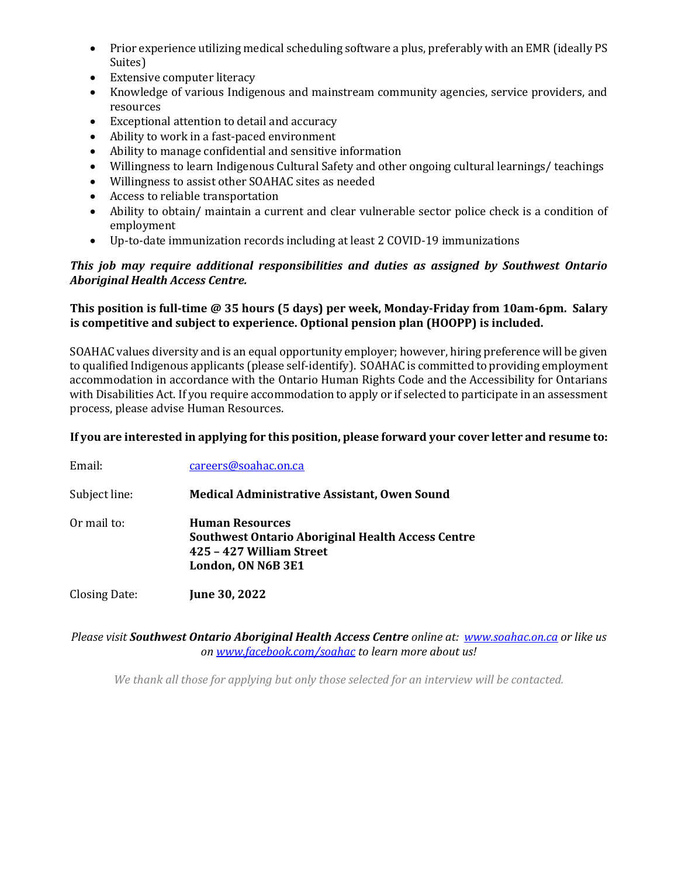- Prior experience utilizing medical scheduling software a plus, preferably with an EMR (ideally PS Suites)
- Extensive computer literacy
- Knowledge of various Indigenous and mainstream community agencies, service providers, and resources
- Exceptional attention to detail and accuracy
- Ability to work in a fast-paced environment
- Ability to manage confidential and sensitive information
- Willingness to learn Indigenous Cultural Safety and other ongoing cultural learnings/ teachings
- Willingness to assist other SOAHAC sites as needed
- Access to reliable transportation
- Ability to obtain/ maintain a current and clear vulnerable sector police check is a condition of employment
- Up-to-date immunization records including at least 2 COVID-19 immunizations

***This job may require additional responsibilities and duties as assigned by Southwest Ontario Aboriginal Health Access Centre.***

**This position is full-time @ 35 hours (5 days) per week, Monday-Friday from 10am-6pm. Salary is competitive and subject to experience. Optional pension plan (HOOPP) is included.**

SOAHAC values diversity and is an equal opportunity employer; however, hiring preference will be given to qualified Indigenous applicants (please self-identify). SOAHAC is committed to providing employment accommodation in accordance with the Ontario Human Rights Code and the Accessibility for Ontarians with Disabilities Act. If you require accommodation to apply or if selected to participate in an assessment process, please advise Human Resources.

**If you are interested in applying for this position, please forward your cover letter and resume to:**

| | |
|---|---|
| Email: | careers@soahac.on.ca |
| Subject line: | **Medical Administrative Assistant, Owen Sound** |
| Or mail to: | **Human Resources**<br>**Southwest Ontario Aboriginal Health Access Centre**<br>**425 – 427 William Street**<br>**London, ON N6B 3E1** |
| Closing Date: | **June 30, 2022** |

*Please visit **Southwest Ontario Aboriginal Health Access Centre** online at: www.soahac.on.ca or like us on www.facebook.com/soahac to learn more about us!*

*We thank all those for applying but only those selected for an interview will be contacted.*